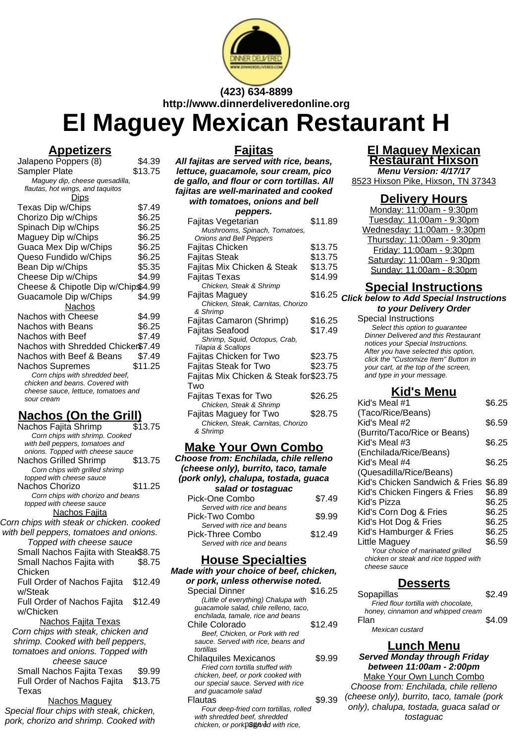(423) 634-8899
http://www.dinnerdeliveredonline.org

# El Maguey Mexican Restaurant H

## Appetizers

| Item | Price |
|---|---|
| Jalapeno Poppers (8) | $4.39 |
| Sampler Plate | $13.75 |

*Maguey dip, cheese quesadilla, flautas, hot wings, and taquitos*

### Dips

| Item | Price |
|---|---|
| Texas Dip w/Chips | $7.49 |
| Chorizo Dip w/Chips | $6.25 |
| Spinach Dip w/Chips | $6.25 |
| Maguey Dip w/Chips | $6.25 |
| Guaca Mex Dip w/Chips | $6.25 |
| Queso Fundido w/Chips | $6.25 |
| Bean Dip w/Chips | $5.35 |
| Cheese Dip w/Chips | $4.99 |
| Cheese & Chipotle Dip w/Chips | $4.99 |
| Guacamole Dip w/Chips | $4.99 |

### Nachos

| Item | Price |
|---|---|
| Nachos with Cheese | $4.99 |
| Nachos with Beans | $6.25 |
| Nachos with Beef | $7.49 |
| Nachos with Shredded Chicken | $7.49 |
| Nachos with Beef & Beans | $7.49 |
| Nachos Supremes | $11.25 |

*Corn chips with shredded beef, chicken and beans. Covered with cheese sauce, lettuce, tomatoes and sour cream*

## Nachos (On the Grill)

Nachos Fajita Shrimp — $13.75
*Corn chips with shrimp. Cooked with bell peppers, tomatoes and onions. Topped with cheese sauce*

Nachos Grilled Shrimp — $13.75
*Corn chips with grilled shrimp topped with cheese sauce*

Nachos Chorizo — $11.25
*Corn chips with chorizo and beans topped with cheese sauce*

### Nachos Fajita

*Corn chips with steak or chicken. cooked with bell peppers, tomatoes and onions. Topped with cheese sauce*

| Item | Price |
|---|---|
| Small Nachos Fajita with Steak | $8.75 |
| Small Nachos Fajita with Chicken | $8.75 |
| Full Order of Nachos Fajita w/Steak | $12.49 |
| Full Order of Nachos Fajita w/Chicken | $12.49 |

### Nachos Fajita Texas

*Corn chips with steak, chicken and shrimp. Cooked with bell peppers, tomatoes and onions. Topped with cheese sauce*

| Item | Price |
|---|---|
| Small Nachos Fajita Texas | $9.99 |
| Full Order of Nachos Fajita Texas | $13.75 |

### Nachos Maguey

*Special flour chips with steak, chicken, pork, chorizo and shrimp. Cooked with*

## Fajitas

***All fajitas are served with rice, beans, lettuce, guacamole, sour cream, pico de gallo, and flour or corn tortillas. All fajitas are well-marinated and cooked with tomatoes, onions and bell peppers.***

Fajitas Vegetarian — $11.89
*Mushrooms, Spinach, Tomatoes, Onions and Bell Peppers*

Fajitas Chicken — $13.75

Fajitas Steak — $13.75

Fajitas Mix Chicken & Steak — $13.75

Fajitas Texas — $14.99
*Chicken, Steak & Shrimp*

Fajitas Maguey — $16.25
*Chicken, Steak, Carnitas, Chorizo & Shrimp*

Fajitas Camaron (Shrimp) — $16.25

Fajitas Seafood — $17.49
*Shrimp, Squid, Octopus, Crab, Tilapia & Scallops*

Fajitas Chicken for Two — $23.75

Fajitas Steak for Two — $23.75

Fajitas Mix Chicken & Steak for Two — $23.75

Fajitas Texas for Two — $26.25
*Chicken, Steak & Shrimp*

Fajitas Maguey for Two — $28.75
*Chicken, Steak, Carnitas, Chorizo & Shrimp*

## Make Your Own Combo

***Choose from: Enchilada, chile relleno (cheese only), burrito, taco, tamale (pork only), chalupa, tostada, guaca salad or tostaguac***

Pick-One Combo — $7.49
*Served with rice and beans*

Pick-Two Combo — $9.99
*Served with rice and beans*

Pick-Three Combo — $12.49
*Served with rice and beans*

## House Specialties

***Made with your choice of beef, chicken, or pork, unless otherwise noted.***

Special Dinner — $16.25
*(Little of everything) Chalupa with guacamole salad, chile relleno, taco, enchilada, tamale, rice and beans*

Chile Colorado — $12.49
*Beef, Chicken, or Pork with red sauce. Served with rice, beans and tortillas*

Chilaquiles Mexicanos — $9.99
*Fried corn tortilla stuffed with chicken, beef, or pork cooked with our special sauce. Served with rice and guacamole salad*

Flautas — $9.39
*Four deep-fried corn tortillas, rolled with shredded beef, shredded chicken, or pork. Served with rice,*

## El Maguey Mexican Restaurant Hixson

**Menu Version: 4/17/17**

8523 Hixson Pike, Hixson, TN 37343

## Delivery Hours

Monday: 11:00am - 9:30pm
Tuesday: 11:00am - 9:30pm
Wednesday: 11:00am - 9:30pm
Thursday: 11:00am - 9:30pm
Friday: 11:00am - 9:30pm
Saturday: 11:00am - 9:30pm
Sunday: 11:00am - 8:30pm

## Special Instructions

***Click below to Add Special Instructions to your Delivery Order***

Special Instructions
*Select this option to guarantee Dinner Delivered and this Restaurant notices your Special Instructions. After you have selected this option, click the "Customize Item" Button in your cart, at the top of the screen, and type in your message.*

## Kid's Menu

| Item | Price |
|---|---|
| Kid's Meal #1 (Taco/Rice/Beans) | $6.25 |
| Kid's Meal #2 (Burrito/Taco/Rice or Beans) | $6.59 |
| Kid's Meal #3 (Enchilada/Rice/Beans) | $6.25 |
| Kid's Meal #4 (Quesadilla/Rice/Beans) | $6.25 |
| Kid's Chicken Sandwich & Fries | $6.89 |
| Kid's Chicken Fingers & Fries | $6.89 |
| Kid's Pizza | $6.25 |
| Kid's Corn Dog & Fries | $6.25 |
| Kid's Hot Dog & Fries | $6.25 |
| Kid's Hamburger & Fries | $6.25 |
| Little Maguey | $6.59 |

*Your choice of marinated grilled chicken or steak and rice topped with cheese sauce*

## Desserts

Sopapillas — $2.49
*Fried flour tortilla with chocolate, honey, cinnamon and whipped cream*

Flan — $4.09
*Mexican custard*

## Lunch Menu

***Served Monday through Friday between 11:00am - 2:00pm***

### Make Your Own Lunch Combo

*Choose from: Enchilada, chile relleno (cheese only), burrito, taco, tamale (pork only), chalupa, tostada, guaca salad or tostaguac*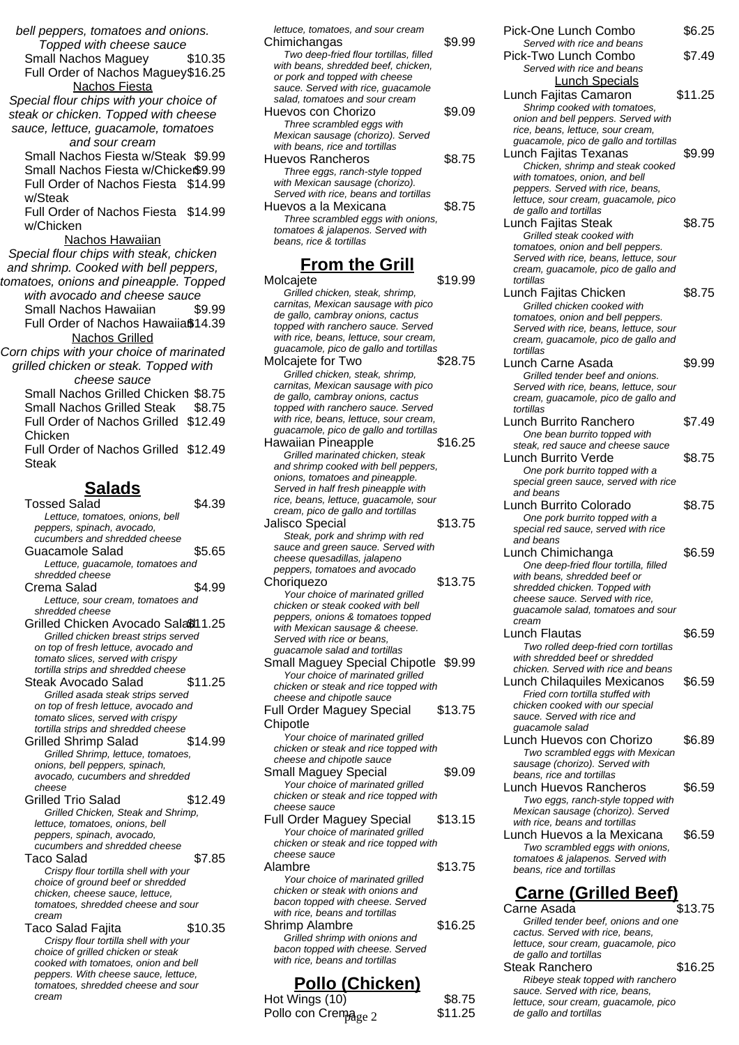*bell peppers, tomatoes and onions. Topped with cheese sauce*

Small Nachos Maguey $10.35

Full Order of Nachos Maguey $16.25

Nachos Fiesta

*Special flour chips with your choice of steak or chicken. Topped with cheese sauce, lettuce, guacamole, tomatoes and sour cream*

Small Nachos Fiesta w/Steak $9.99

Small Nachos Fiesta w/Chicken $9.99

Full Order of Nachos Fiesta w/Steak $14.99

Full Order of Nachos Fiesta w/Chicken $14.99

Nachos Hawaiian

*Special flour chips with steak, chicken and shrimp. Cooked with bell peppers, tomatoes, onions and pineapple. Topped with avocado and cheese sauce*

Small Nachos Hawaiian $9.99

Full Order of Nachos Hawaiian $14.39

Nachos Grilled

*Corn chips with your choice of marinated grilled chicken or steak. Topped with cheese sauce*

Small Nachos Grilled Chicken $8.75

Small Nachos Grilled Steak $8.75

Full Order of Nachos Grilled Chicken $12.49

Full Order of Nachos Grilled Steak $12.49

## Salads

Tossed Salad $4.39
*Lettuce, tomatoes, onions, bell peppers, spinach, avocado, cucumbers and shredded cheese*

Guacamole Salad $5.65
*Lettuce, guacamole, tomatoes and shredded cheese*

Crema Salad $4.99
*Lettuce, sour cream, tomatoes and shredded cheese*

Grilled Chicken Avocado Salad $11.25
*Grilled chicken breast strips served on top of fresh lettuce, avocado and tomato slices, served with crispy tortilla strips and shredded cheese*

Steak Avocado Salad $11.25
*Grilled asada steak strips served on top of fresh lettuce, avocado and tomato slices, served with crispy tortilla strips and shredded cheese*

Grilled Shrimp Salad $14.99
*Grilled Shrimp, lettuce, tomatoes, onions, bell peppers, spinach, avocado, cucumbers and shredded cheese*

Grilled Trio Salad $12.49
*Grilled Chicken, Steak and Shrimp, lettuce, tomatoes, onions, bell peppers, spinach, avocado, cucumbers and shredded cheese*

Taco Salad $7.85
*Crispy flour tortilla shell with your choice of ground beef or shredded chicken, cheese sauce, lettuce, tomatoes, shredded cheese and sour cream*

Taco Salad Fajita $10.35
*Crispy flour tortilla shell with your choice of grilled chicken or steak cooked with tomatoes, onion and bell peppers. With cheese sauce, lettuce, tomatoes, shredded cheese and sour cream*

*lettuce, tomatoes, and sour cream*

Chimichangas $9.99
*Two deep-fried flour tortillas, filled with beans, shredded beef, chicken, or pork and topped with cheese sauce. Served with rice, guacamole salad, tomatoes and sour cream*

Huevos con Chorizo $9.09
*Three scrambled eggs with Mexican sausage (chorizo). Served with beans, rice and tortillas*

Huevos Rancheros $8.75
*Three eggs, ranch-style topped with Mexican sausage (chorizo). Served with rice, beans and tortillas*

Huevos a la Mexicana $8.75
*Three scrambled eggs with onions, tomatoes & jalapenos. Served with beans, rice & tortillas*

## From the Grill

Molcajete $19.99
*Grilled chicken, steak, shrimp, carnitas, Mexican sausage with pico de gallo, cambray onions, cactus topped with ranchero sauce. Served with rice, beans, lettuce, sour cream, guacamole, pico de gallo and tortillas*

Molcajete for Two $28.75
*Grilled chicken, steak, shrimp, carnitas, Mexican sausage with pico de gallo, cambray onions, cactus topped with ranchero sauce. Served with rice, beans, lettuce, sour cream, guacamole, pico de gallo and tortillas*

Hawaiian Pineapple $16.25
*Grilled marinated chicken, steak and shrimp cooked with bell peppers, onions, tomatoes and pineapple. Served in half fresh pineapple with rice, beans, lettuce, guacamole, sour cream, pico de gallo and tortillas*

Jalisco Special $13.75
*Steak, pork and shrimp with red sauce and green sauce. Served with cheese quesadillas, jalapeno peppers, tomatoes and avocado*

Choriquezo $13.75
*Your choice of marinated grilled chicken or steak cooked with bell peppers, onions & tomatoes topped with Mexican sausage & cheese. Served with rice or beans, guacamole salad and tortillas*

Small Maguey Special Chipotle $9.99
*Your choice of marinated grilled chicken or steak and rice topped with cheese and chipotle sauce*

Full Order Maguey Special Chipotle $13.75
*Your choice of marinated grilled chicken or steak and rice topped with cheese and chipotle sauce*

Small Maguey Special $9.09
*Your choice of marinated grilled chicken or steak and rice topped with cheese sauce*

Full Order Maguey Special $13.15
*Your choice of marinated grilled chicken or steak and rice topped with cheese sauce*

Alambre $13.75
*Your choice of marinated grilled chicken or steak with onions and bacon topped with cheese. Served with rice, beans and tortillas*

Shrimp Alambre $16.25
*Grilled shrimp with onions and bacon topped with cheese. Served with rice, beans and tortillas*

## Pollo (Chicken)

Hot Wings (10) $8.75

Pollo con Crema $11.25

Pick-One Lunch Combo $6.25
*Served with rice and beans*

Pick-Two Lunch Combo $7.49
*Served with rice and beans*

Lunch Specials

Lunch Fajitas Camaron $11.25
*Shrimp cooked with tomatoes, onion and bell peppers. Served with rice, beans, lettuce, sour cream, guacamole, pico de gallo and tortillas*

Lunch Fajitas Texanas $9.99
*Chicken, shrimp and steak cooked with tomatoes, onion, and bell peppers. Served with rice, beans, lettuce, sour cream, guacamole, pico de gallo and tortillas*

Lunch Fajitas Steak $8.75
*Grilled steak cooked with tomatoes, onion and bell peppers. Served with rice, beans, lettuce, sour cream, guacamole, pico de gallo and tortillas*

Lunch Fajitas Chicken $8.75
*Grilled chicken cooked with tomatoes, onion and bell peppers. Served with rice, beans, lettuce, sour cream, guacamole, pico de gallo and tortillas*

Lunch Carne Asada $9.99
*Grilled tender beef and onions. Served with rice, beans, lettuce, sour cream, guacamole, pico de gallo and tortillas*

Lunch Burrito Ranchero $7.49
*One bean burrito topped with steak, red sauce and cheese sauce*

Lunch Burrito Verde $8.75
*One pork burrito topped with a special green sauce, served with rice and beans*

Lunch Burrito Colorado $8.75
*One pork burrito topped with a special red sauce, served with rice and beans*

Lunch Chimichanga $6.59
*One deep-fried flour tortilla, filled with beans, shredded beef or shredded chicken. Topped with cheese sauce. Served with rice, guacamole salad, tomatoes and sour cream*

Lunch Flautas $6.59
*Two rolled deep-fried corn tortillas with shredded beef or shredded chicken. Served with rice and beans*

Lunch Chilaquiles Mexicanos $6.59
*Fried corn tortilla stuffed with chicken cooked with our special sauce. Served with rice and guacamole salad*

Lunch Huevos con Chorizo $6.89
*Two scrambled eggs with Mexican sausage (chorizo). Served with beans, rice and tortillas*

Lunch Huevos Rancheros $6.59
*Two eggs, ranch-style topped with Mexican sausage (chorizo). Served with rice, beans and tortillas*

Lunch Huevos a la Mexicana $6.59
*Two scrambled eggs with onions, tomatoes & jalapenos. Served with beans, rice and tortillas*

## Carne (Grilled Beef)

Carne Asada $13.75
*Grilled tender beef, onions and one cactus. Served with rice, beans, lettuce, sour cream, guacamole, pico de gallo and tortillas*

Steak Ranchero $16.25
*Ribeye steak topped with ranchero sauce. Served with rice, beans, lettuce, sour cream, guacamole, pico de gallo and tortillas*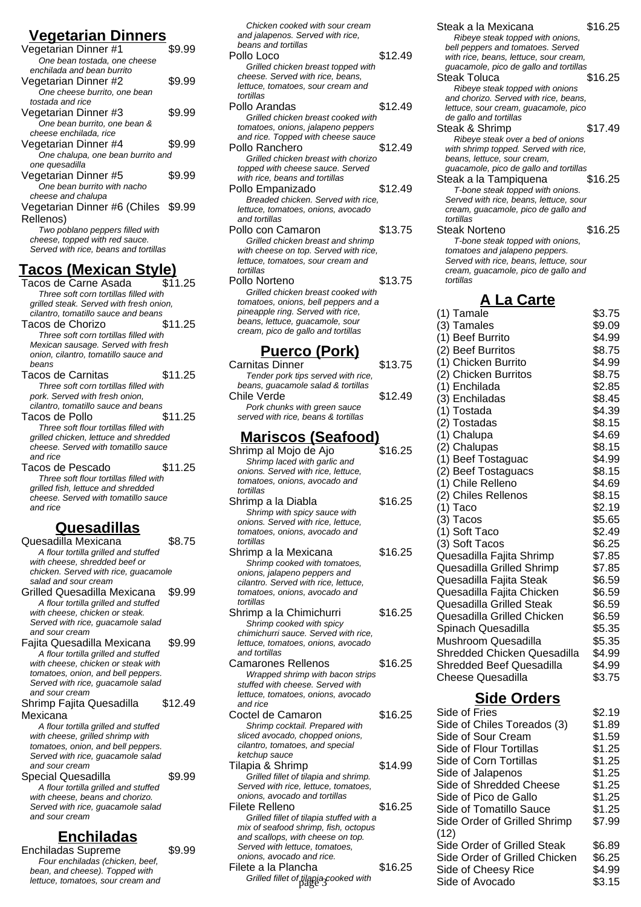## Vegetarian Dinners

Vegetarian Dinner #1 $9.99
*One bean tostada, one cheese enchilada and bean burrito*

Vegetarian Dinner #2 $9.99
*One cheese burrito, one bean tostada and rice*

Vegetarian Dinner #3 $9.99
*One bean burrito, one bean & cheese enchilada, rice*

Vegetarian Dinner #4 $9.99
*One chalupa, one bean burrito and one quesadilla*

Vegetarian Dinner #5 $9.99
*One bean burrito with nacho cheese and chalupa*

Vegetarian Dinner #6 (Chiles Rellenos) $9.99
*Two poblano peppers filled with cheese, topped with red sauce. Served with rice, beans and tortillas*

## Tacos (Mexican Style)

Tacos de Carne Asada $11.25
*Three soft corn tortillas filled with grilled steak. Served with fresh onion, cilantro, tomatillo sauce and beans*

Tacos de Chorizo $11.25
*Three soft corn tortillas filled with Mexican sausage. Served with fresh onion, cilantro, tomatillo sauce and beans*

Tacos de Carnitas $11.25
*Three soft corn tortillas filled with pork. Served with fresh onion, cilantro, tomatillo sauce and beans*

Tacos de Pollo $11.25
*Three soft flour tortillas filled with grilled chicken, lettuce and shredded cheese. Served with tomatillo sauce and rice*

Tacos de Pescado $11.25
*Three soft flour tortillas filled with grilled fish, lettuce and shredded cheese. Served with tomatillo sauce and rice*

## Quesadillas

Quesadilla Mexicana $8.75
*A flour tortilla grilled and stuffed with cheese, shredded beef or chicken. Served with rice, guacamole salad and sour cream*

Grilled Quesadilla Mexicana $9.99
*A flour tortilla grilled and stuffed with cheese, chicken or steak. Served with rice, guacamole salad and sour cream*

Fajita Quesadilla Mexicana $9.99
*A flour tortilla grilled and stuffed with cheese, chicken or steak with tomatoes, onion, and bell peppers. Served with rice, guacamole salad and sour cream*

Shrimp Fajita Quesadilla Mexicana $12.49
*A flour tortilla grilled and stuffed with cheese, grilled shrimp with tomatoes, onion, and bell peppers. Served with rice, guacamole salad and sour cream*

Special Quesadilla $9.99
*A flour tortilla grilled and stuffed with cheese, beans and chorizo. Served with rice, guacamole salad and sour cream*

## Enchiladas

Enchiladas Supreme $9.99
*Four enchiladas (chicken, beef, bean, and cheese). Topped with lettuce, tomatoes, sour cream and*

*Chicken cooked with sour cream and jalapenos. Served with rice, beans and tortillas*

Pollo Loco $12.49
*Grilled chicken breast topped with cheese. Served with rice, beans, lettuce, tomatoes, sour cream and tortillas*

Pollo Arandas $12.49
*Grilled chicken breast cooked with tomatoes, onions, jalapeno peppers and rice. Topped with cheese sauce*

Pollo Ranchero $12.49
*Grilled chicken breast with chorizo topped with cheese sauce. Served with rice, beans and tortillas*

Pollo Empanizado $12.49
*Breaded chicken. Served with rice, lettuce, tomatoes, onions, avocado and tortillas*

Pollo con Camaron $13.75
*Grilled chicken breast and shrimp with cheese on top. Served with rice, lettuce, tomatoes, sour cream and tortillas*

Pollo Norteno $13.75
*Grilled chicken breast cooked with tomatoes, onions, bell peppers and a pineapple ring. Served with rice, beans, lettuce, guacamole, sour cream, pico de gallo and tortillas*

## Puerco (Pork)

Carnitas Dinner $13.75
*Tender pork tips served with rice, beans, guacamole salad & tortillas*

Chile Verde $12.49
*Pork chunks with green sauce served with rice, beans & tortillas*

## Mariscos (Seafood)

Shrimp al Mojo de Ajo $16.25
*Shrimp laced with garlic and onions. Served with rice, lettuce, tomatoes, onions, avocado and tortillas*

Shrimp a la Diabla $16.25
*Shrimp with spicy sauce with onions. Served with rice, lettuce, tomatoes, onions, avocado and tortillas*

Shrimp a la Mexicana $16.25
*Shrimp cooked with tomatoes, onions, jalapeno peppers and cilantro. Served with rice, lettuce, tomatoes, onions, avocado and tortillas*

Shrimp a la Chimichurri $16.25
*Shrimp cooked with spicy chimichurri sauce. Served with rice, lettuce, tomatoes, onions, avocado and tortillas*

Camarones Rellenos $16.25
*Wrapped shrimp with bacon strips stuffed with cheese. Served with lettuce, tomatoes, onions, avocado and rice*

Coctel de Camaron $16.25
*Shrimp cocktail. Prepared with sliced avocado, chopped onions, cilantro, tomatoes, and special ketchup sauce*

Tilapia & Shrimp $14.99
*Grilled fillet of tilapia and shrimp. Served with rice, lettuce, tomatoes, onions, avocado and tortillas*

Filete Relleno $16.25
*Grilled fillet of tilapia stuffed with a mix of seafood shrimp, fish, octopus and scallops, with cheese on top. Served with lettuce, tomatoes, onions, avocado and rice.*

Filete a la Plancha $16.25
*Grilled fillet of tilapia cooked with*

Steak a la Mexicana $16.25
*Ribeye steak topped with onions, bell peppers and tomatoes. Served with rice, beans, lettuce, sour cream, guacamole, pico de gallo and tortillas*

Steak Toluca $16.25
*Ribeye steak topped with onions and chorizo. Served with rice, beans, lettuce, sour cream, guacamole, pico de gallo and tortillas*

Steak & Shrimp $17.49
*Ribeye steak over a bed of onions with shrimp topped. Served with rice, beans, lettuce, sour cream, guacamole, pico de gallo and tortillas*

Steak a la Tampiquena $16.25
*T-bone steak topped with onions. Served with rice, beans, lettuce, sour cream, guacamole, pico de gallo and tortillas*

Steak Norteno $16.25
*T-bone steak topped with onions, tomatoes and jalapeno peppers. Served with rice, beans, lettuce, sour cream, guacamole, pico de gallo and tortillas*

## A La Carte

| Item | Price |
|---|---|
| (1) Tamale | $3.75 |
| (3) Tamales | $9.09 |
| (1) Beef Burrito | $4.99 |
| (2) Beef Burritos | $8.75 |
| (1) Chicken Burrito | $4.99 |
| (2) Chicken Burritos | $8.75 |
| (1) Enchilada | $2.85 |
| (3) Enchiladas | $8.45 |
| (1) Tostada | $4.39 |
| (2) Tostadas | $8.15 |
| (1) Chalupa | $4.69 |
| (2) Chalupas | $8.15 |
| (1) Beef Tostaguac | $4.99 |
| (2) Beef Tostaguacs | $8.15 |
| (1) Chile Relleno | $4.69 |
| (2) Chiles Rellenos | $8.15 |
| (1) Taco | $2.19 |
| (3) Tacos | $5.65 |
| (1) Soft Taco | $2.49 |
| (3) Soft Tacos | $6.25 |
| Quesadilla Fajita Shrimp | $7.85 |
| Quesadilla Grilled Shrimp | $7.85 |
| Quesadilla Fajita Steak | $6.59 |
| Quesadilla Fajita Chicken | $6.59 |
| Quesadilla Grilled Steak | $6.59 |
| Quesadilla Grilled Chicken | $6.59 |
| Spinach Quesadilla | $5.35 |
| Mushroom Quesadilla | $5.35 |
| Shredded Chicken Quesadilla | $4.99 |
| Shredded Beef Quesadilla | $4.99 |
| Cheese Quesadilla | $3.75 |

## Side Orders

| Item | Price |
|---|---|
| Side of Fries | $2.19 |
| Side of Chiles Toreados (3) | $1.89 |
| Side of Sour Cream | $1.59 |
| Side of Flour Tortillas | $1.25 |
| Side of Corn Tortillas | $1.25 |
| Side of Jalapenos | $1.25 |
| Side of Shredded Cheese | $1.25 |
| Side of Pico de Gallo | $1.25 |
| Side of Tomatillo Sauce | $1.25 |
| Side Order of Grilled Shrimp (12) | $7.99 |
| Side Order of Grilled Steak | $6.89 |
| Side Order of Grilled Chicken | $6.25 |
| Side of Cheesy Rice | $4.99 |
| Side of Avocado | $3.15 |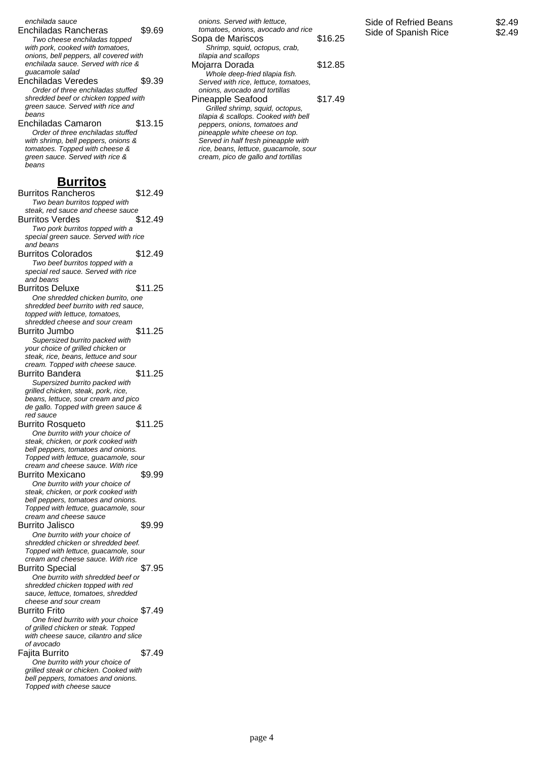enchilada sauce

Enchiladas Rancheras $9.69
*Two cheese enchiladas topped with pork, cooked with tomatoes, onions, bell peppers, all covered with enchilada sauce. Served with rice & guacamole salad*

Enchiladas Veredes $9.39
*Order of three enchiladas stuffed shredded beef or chicken topped with green sauce. Served with rice and beans*

Enchiladas Camaron $13.15
*Order of three enchiladas stuffed with shrimp, bell peppers, onions & tomatoes. Topped with cheese & green sauce. Served with rice & beans*

## Burritos

Burritos Rancheros $12.49
*Two bean burritos topped with steak, red sauce and cheese sauce*

Burritos Verdes $12.49
*Two pork burritos topped with a special green sauce. Served with rice and beans*

Burritos Colorados $12.49
*Two beef burritos topped with a special red sauce. Served with rice and beans*

Burritos Deluxe $11.25
*One shredded chicken burrito, one shredded beef burrito with red sauce, topped with lettuce, tomatoes, shredded cheese and sour cream*

Burrito Jumbo $11.25
*Supersized burrito packed with your choice of grilled chicken or steak, rice, beans, lettuce and sour cream. Topped with cheese sauce.*

Burrito Bandera $11.25
*Supersized burrito packed with grilled chicken, steak, pork, rice, beans, lettuce, sour cream and pico de gallo. Topped with green sauce & red sauce*

Burrito Rosqueto $11.25
*One burrito with your choice of steak, chicken, or pork cooked with bell peppers, tomatoes and onions. Topped with lettuce, guacamole, sour cream and cheese sauce. With rice*

Burrito Mexicano $9.99
*One burrito with your choice of steak, chicken, or pork cooked with bell peppers, tomatoes and onions. Topped with lettuce, guacamole, sour cream and cheese sauce*

Burrito Jalisco $9.99
*One burrito with your choice of shredded chicken or shredded beef. Topped with lettuce, guacamole, sour cream and cheese sauce. With rice*

Burrito Special $7.95
*One burrito with shredded beef or shredded chicken topped with red sauce, lettuce, tomatoes, shredded cheese and sour cream*

Burrito Frito $7.49
*One fried burrito with your choice of grilled chicken or steak. Topped with cheese sauce, cilantro and slice of avocado*

Fajita Burrito $7.49
*One burrito with your choice of grilled steak or chicken. Cooked with bell peppers, tomatoes and onions. Topped with cheese sauce*

*onions. Served with lettuce, tomatoes, onions, avocado and rice*

Sopa de Mariscos $16.25
*Shrimp, squid, octopus, crab, tilapia and scallops*

Mojarra Dorada $12.85
*Whole deep-fried tilapia fish. Served with rice, lettuce, tomatoes, onions, avocado and tortillas*

Pineapple Seafood $17.49
*Grilled shrimp, squid, octopus, tilapia & scallops. Cooked with bell peppers, onions, tomatoes and pineapple white cheese on top. Served in half fresh pineapple with rice, beans, lettuce, guacamole, sour cream, pico de gallo and tortillas*

Side of Refried Beans $2.49

Side of Spanish Rice $2.49